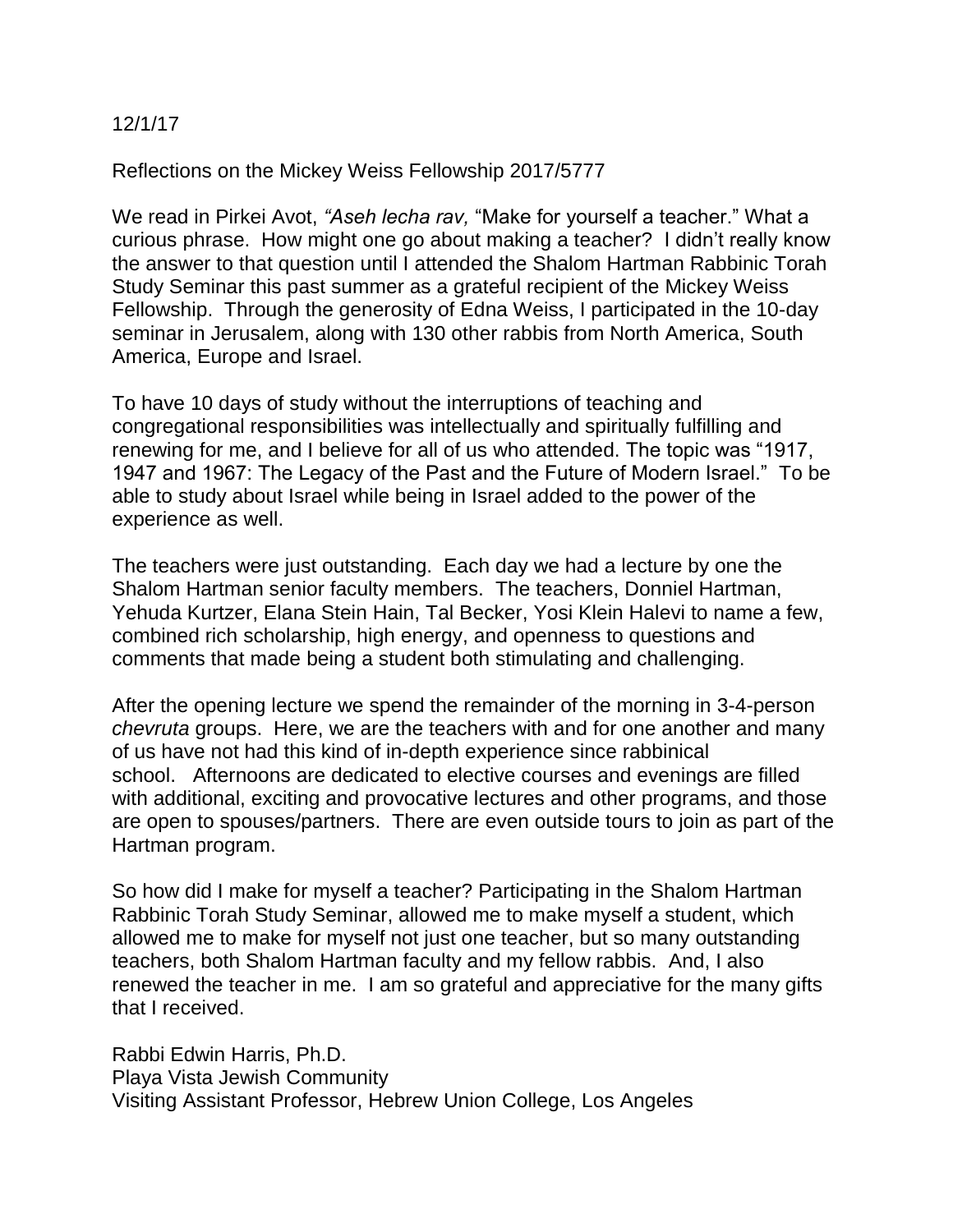12/1/17

Reflections on the Mickey Weiss Fellowship 2017/5777

We read in Pirkei Avot, *"Aseh lecha rav,* "Make for yourself a teacher." What a curious phrase. How might one go about making a teacher? I didn't really know the answer to that question until I attended the Shalom Hartman Rabbinic Torah Study Seminar this past summer as a grateful recipient of the Mickey Weiss Fellowship. Through the generosity of Edna Weiss, I participated in the 10-day seminar in Jerusalem, along with 130 other rabbis from North America, South America, Europe and Israel.

To have 10 days of study without the interruptions of teaching and congregational responsibilities was intellectually and spiritually fulfilling and renewing for me, and I believe for all of us who attended. The topic was "1917, 1947 and 1967: The Legacy of the Past and the Future of Modern Israel." To be able to study about Israel while being in Israel added to the power of the experience as well.

The teachers were just outstanding. Each day we had a lecture by one the Shalom Hartman senior faculty members. The teachers, Donniel Hartman, Yehuda Kurtzer, Elana Stein Hain, Tal Becker, Yosi Klein Halevi to name a few, combined rich scholarship, high energy, and openness to questions and comments that made being a student both stimulating and challenging.

After the opening lecture we spend the remainder of the morning in 3-4-person *chevruta* groups. Here, we are the teachers with and for one another and many of us have not had this kind of in-depth experience since rabbinical school. Afternoons are dedicated to elective courses and evenings are filled with additional, exciting and provocative lectures and other programs, and those are open to spouses/partners. There are even outside tours to join as part of the Hartman program.

So how did I make for myself a teacher? Participating in the Shalom Hartman Rabbinic Torah Study Seminar, allowed me to make myself a student, which allowed me to make for myself not just one teacher, but so many outstanding teachers, both Shalom Hartman faculty and my fellow rabbis. And, I also renewed the teacher in me. I am so grateful and appreciative for the many gifts that I received.

Rabbi Edwin Harris, Ph.D.
Playa Vista Jewish Community
Visiting Assistant Professor, Hebrew Union College, Los Angeles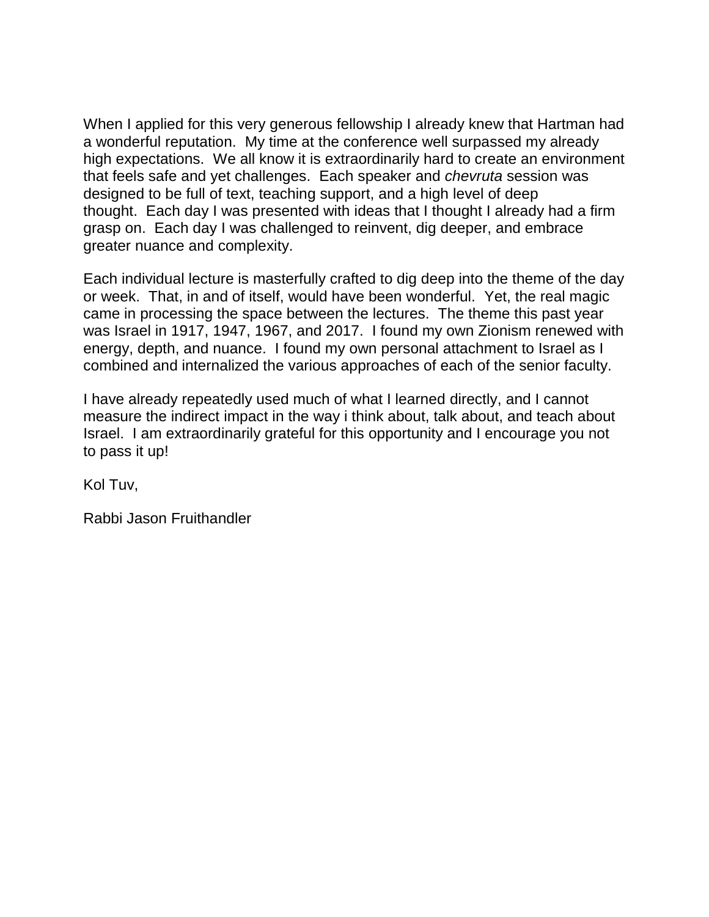When I applied for this very generous fellowship I already knew that Hartman had a wonderful reputation. My time at the conference well surpassed my already high expectations. We all know it is extraordinarily hard to create an environment that feels safe and yet challenges. Each speaker and *chevruta* session was designed to be full of text, teaching support, and a high level of deep thought. Each day I was presented with ideas that I thought I already had a firm grasp on. Each day I was challenged to reinvent, dig deeper, and embrace greater nuance and complexity.

Each individual lecture is masterfully crafted to dig deep into the theme of the day or week. That, in and of itself, would have been wonderful. Yet, the real magic came in processing the space between the lectures. The theme this past year was Israel in 1917, 1947, 1967, and 2017. I found my own Zionism renewed with energy, depth, and nuance. I found my own personal attachment to Israel as I combined and internalized the various approaches of each of the senior faculty.

I have already repeatedly used much of what I learned directly, and I cannot measure the indirect impact in the way i think about, talk about, and teach about Israel. I am extraordinarily grateful for this opportunity and I encourage you not to pass it up!

Kol Tuv,

Rabbi Jason Fruithandler